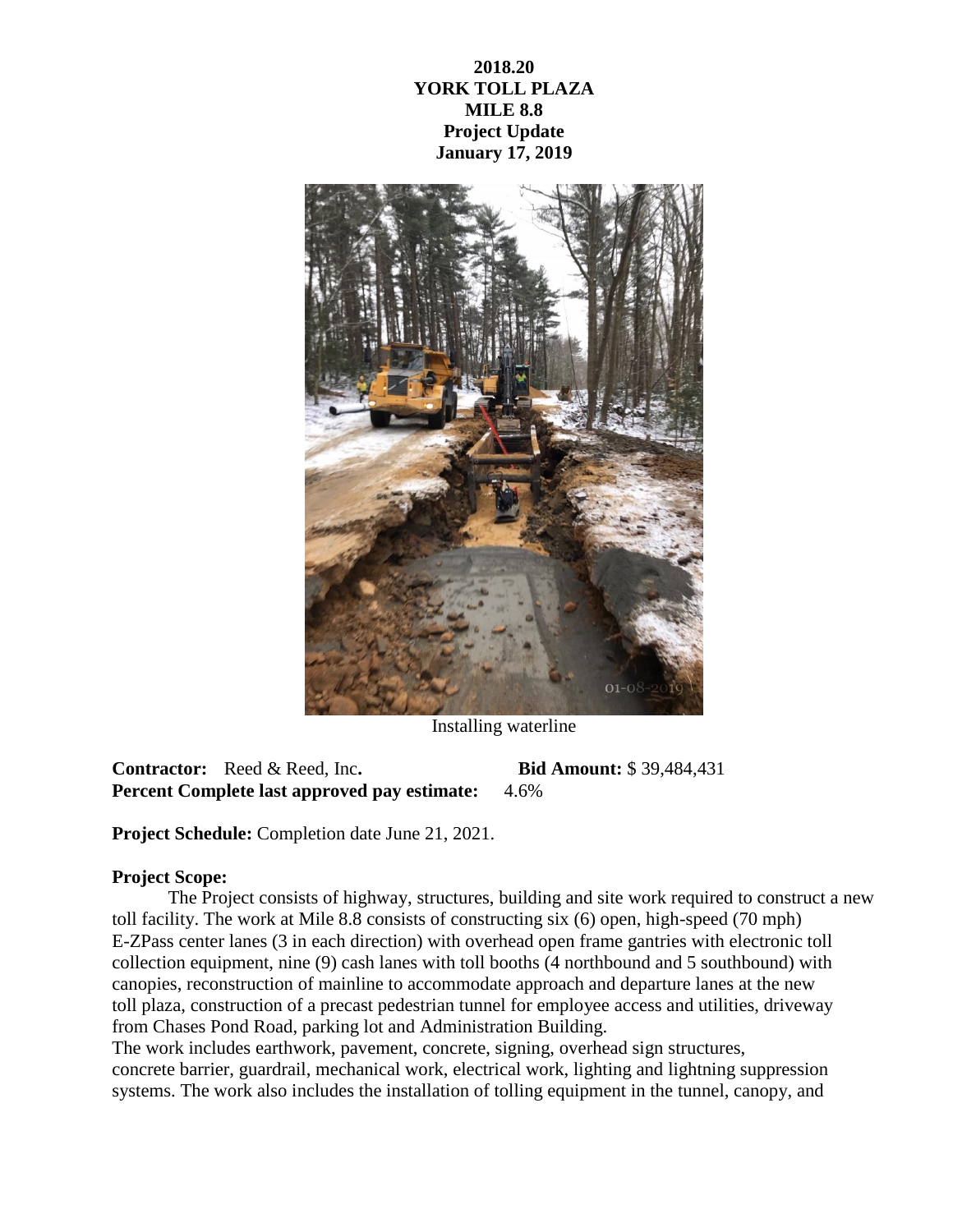**2018.20**
**YORK TOLL PLAZA**
**MILE 8.8**
**Project Update**
**January 17, 2019**

Installing waterline

**Contractor:** Reed & Reed, Inc. **Bid Amount:** $ 39,484,431
**Percent Complete last approved pay estimate:** 4.6%

**Project Schedule:** Completion date June 21, 2021.

**Project Scope:**

The Project consists of highway, structures, building and site work required to construct a new toll facility. The work at Mile 8.8 consists of constructing six (6) open, high-speed (70 mph) E-ZPass center lanes (3 in each direction) with overhead open frame gantries with electronic toll collection equipment, nine (9) cash lanes with toll booths (4 northbound and 5 southbound) with canopies, reconstruction of mainline to accommodate approach and departure lanes at the new toll plaza, construction of a precast pedestrian tunnel for employee access and utilities, driveway from Chases Pond Road, parking lot and Administration Building.
The work includes earthwork, pavement, concrete, signing, overhead sign structures, concrete barrier, guardrail, mechanical work, electrical work, lighting and lightning suppression systems. The work also includes the installation of tolling equipment in the tunnel, canopy, and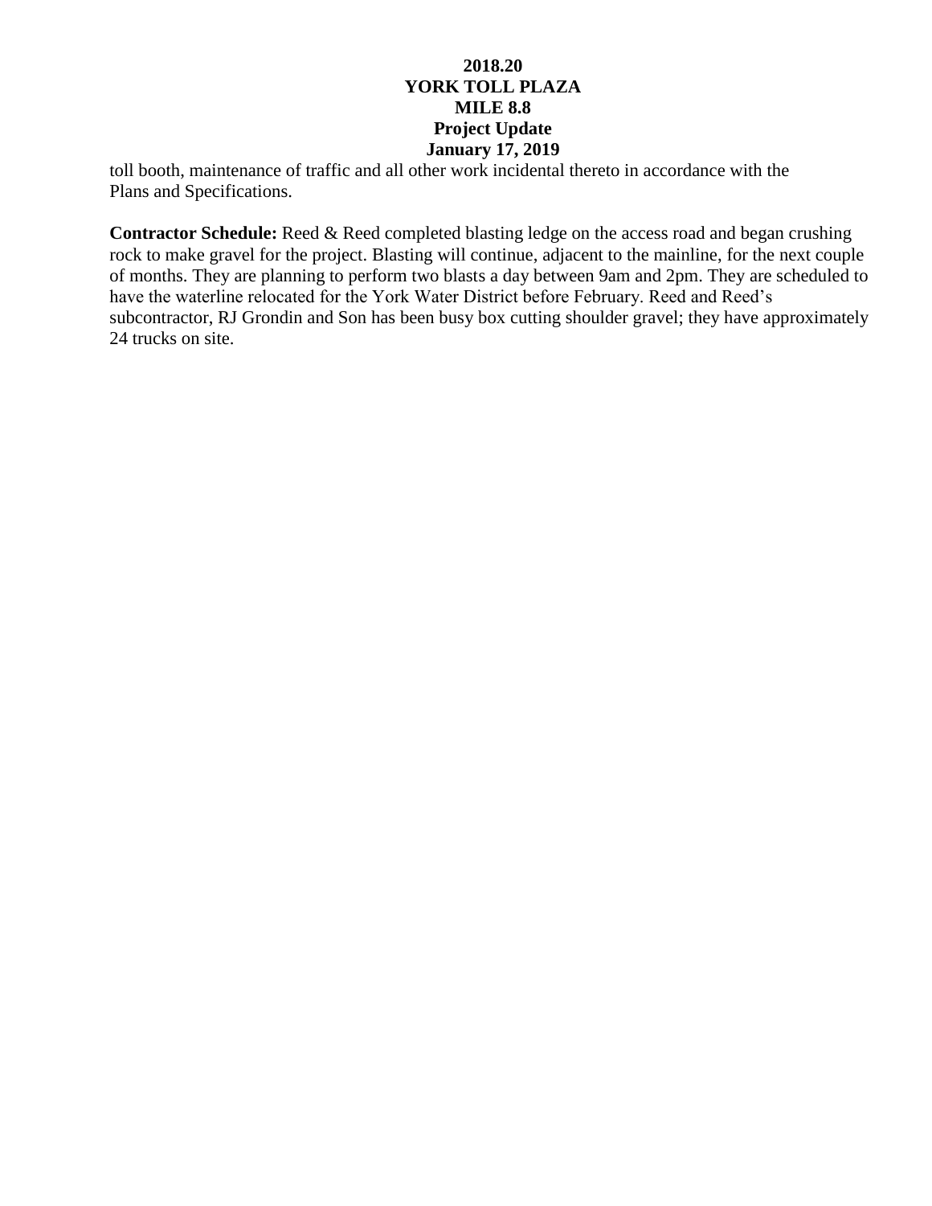toll booth, maintenance of traffic and all other work incidental thereto in accordance with the Plans and Specifications.

**Contractor Schedule:** Reed & Reed completed blasting ledge on the access road and began crushing rock to make gravel for the project. Blasting will continue, adjacent to the mainline, for the next couple of months. They are planning to perform two blasts a day between 9am and 2pm. They are scheduled to have the waterline relocated for the York Water District before February. Reed and Reed's subcontractor, RJ Grondin and Son has been busy box cutting shoulder gravel; they have approximately 24 trucks on site.